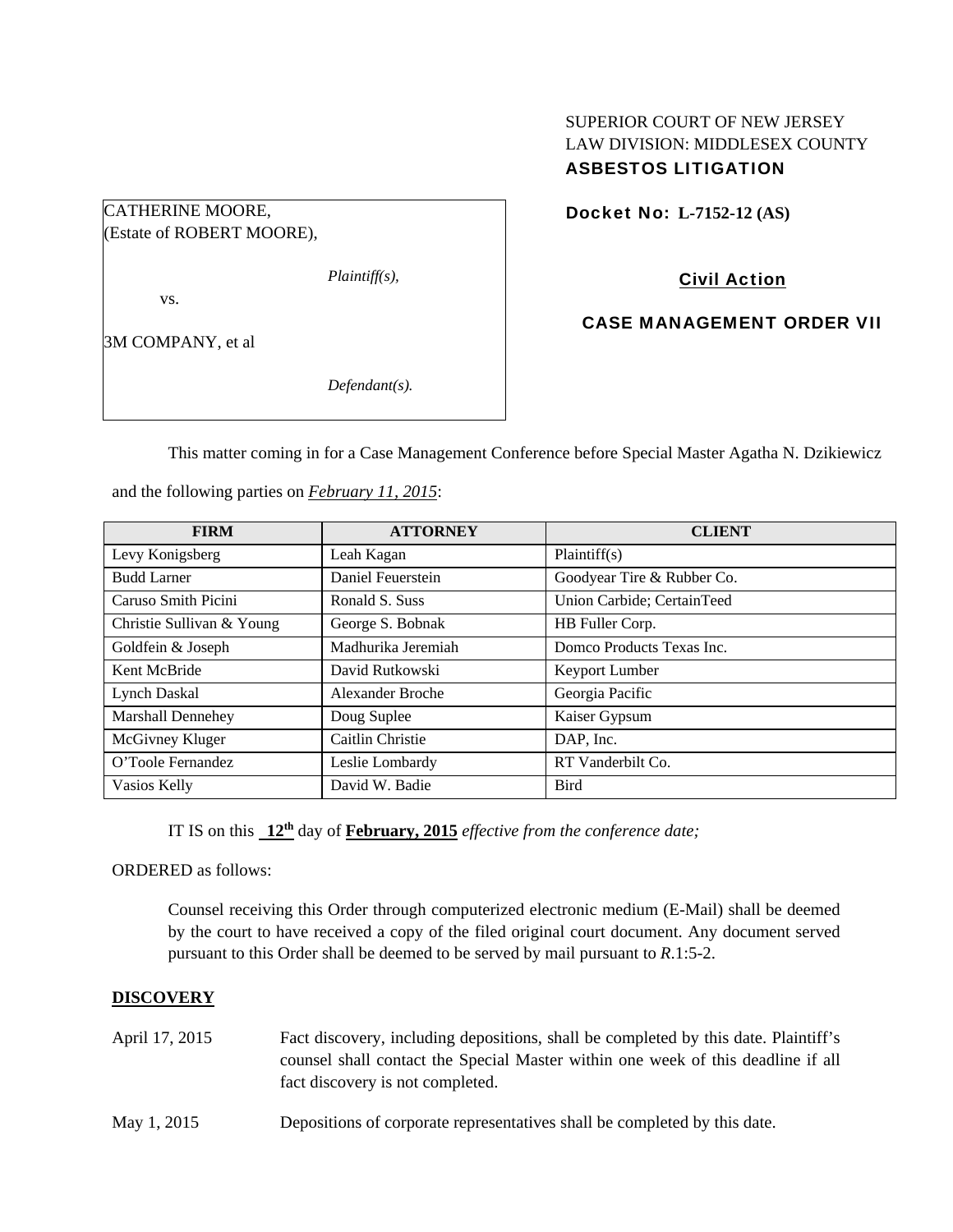SUPERIOR COURT OF NEW JERSEY
LAW DIVISION: MIDDLESEX COUNTY
**ASBESTOS LITIGATION**

CATHERINE MOORE,
(Estate of ROBERT MOORE),

*Plaintiff(s),*

vs.

3M COMPANY, et al

*Defendant(s).*

**Docket No: L-7152-12 (AS)**

**Civil Action**

**CASE MANAGEMENT ORDER VII**

This matter coming in for a Case Management Conference before Special Master Agatha N. Dzikiewicz and the following parties on ***February 11, 2015***:

| FIRM | ATTORNEY | CLIENT |
|---|---|---|
| Levy Konigsberg | Leah Kagan | Plaintiff(s) |
| Budd Larner | Daniel Feuerstein | Goodyear Tire & Rubber Co. |
| Caruso Smith Picini | Ronald S. Suss | Union Carbide; CertainTeed |
| Christie Sullivan & Young | George S. Bobnak | HB Fuller Corp. |
| Goldfein & Joseph | Madhurika Jeremiah | Domco Products Texas Inc. |
| Kent McBride | David Rutkowski | Keyport Lumber |
| Lynch Daskal | Alexander Broche | Georgia Pacific |
| Marshall Dennehey | Doug Suplee | Kaiser Gypsum |
| McGivney Kluger | Caitlin Christie | DAP, Inc. |
| O'Toole Fernandez | Leslie Lombardy | RT Vanderbilt Co. |
| Vasios Kelly | David W. Badie | Bird |

IT IS on this **12th** day of **February, 2015** *effective from the conference date;*

ORDERED as follows:

Counsel receiving this Order through computerized electronic medium (E-Mail) shall be deemed by the court to have received a copy of the filed original court document. Any document served pursuant to this Order shall be deemed to be served by mail pursuant to *R*.1:5-2.

**DISCOVERY**

April 17, 2015 — Fact discovery, including depositions, shall be completed by this date. Plaintiff's counsel shall contact the Special Master within one week of this deadline if all fact discovery is not completed.

May 1, 2015 — Depositions of corporate representatives shall be completed by this date.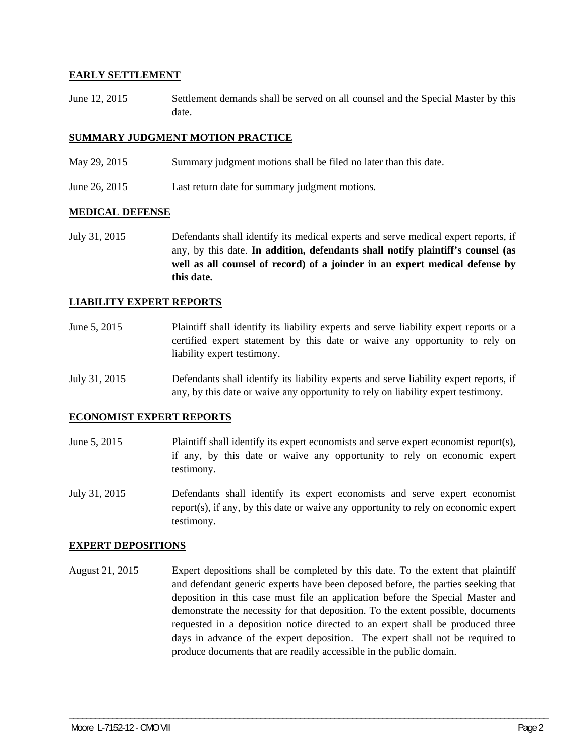**EARLY SETTLEMENT**

June 12, 2015 Settlement demands shall be served on all counsel and the Special Master by this date.

**SUMMARY JUDGMENT MOTION PRACTICE**

May 29, 2015 Summary judgment motions shall be filed no later than this date.

June 26, 2015 Last return date for summary judgment motions.

**MEDICAL DEFENSE**

July 31, 2015 Defendants shall identify its medical experts and serve medical expert reports, if any, by this date. **In addition, defendants shall notify plaintiff's counsel (as well as all counsel of record) of a joinder in an expert medical defense by this date.**

**LIABILITY EXPERT REPORTS**

June 5, 2015 Plaintiff shall identify its liability experts and serve liability expert reports or a certified expert statement by this date or waive any opportunity to rely on liability expert testimony.

July 31, 2015 Defendants shall identify its liability experts and serve liability expert reports, if any, by this date or waive any opportunity to rely on liability expert testimony.

**ECONOMIST EXPERT REPORTS**

June 5, 2015 Plaintiff shall identify its expert economists and serve expert economist report(s), if any, by this date or waive any opportunity to rely on economic expert testimony.

July 31, 2015 Defendants shall identify its expert economists and serve expert economist report(s), if any, by this date or waive any opportunity to rely on economic expert testimony.

**EXPERT DEPOSITIONS**

August 21, 2015 Expert depositions shall be completed by this date. To the extent that plaintiff and defendant generic experts have been deposed before, the parties seeking that deposition in this case must file an application before the Special Master and demonstrate the necessity for that deposition. To the extent possible, documents requested in a deposition notice directed to an expert shall be produced three days in advance of the expert deposition. The expert shall not be required to produce documents that are readily accessible in the public domain.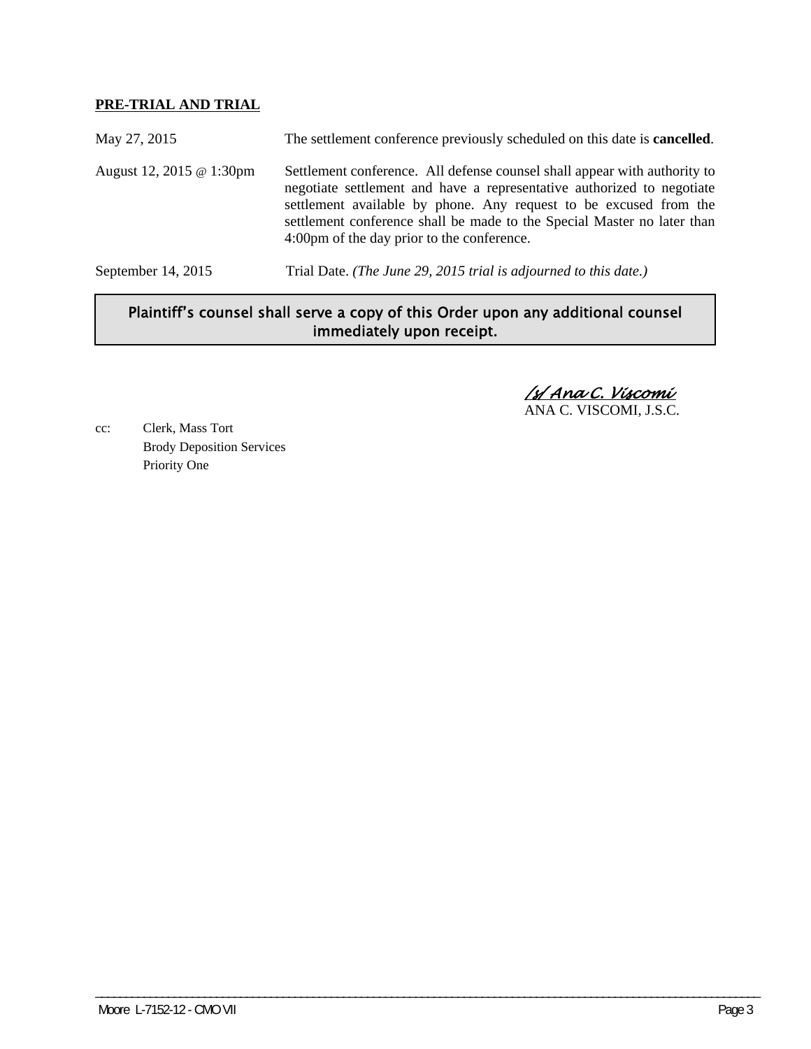**PRE-TRIAL AND TRIAL**

| | |
|---|---|
| May 27, 2015 | The settlement conference previously scheduled on this date is **cancelled**. |
| August 12, 2015 @ 1:30pm | Settlement conference. All defense counsel shall appear with authority to negotiate settlement and have a representative authorized to negotiate settlement available by phone. Any request to be excused from the settlement conference shall be made to the Special Master no later than 4:00pm of the day prior to the conference. |
| September 14, 2015 | Trial Date. *(The June 29, 2015 trial is adjourned to this date.)* |

**Plaintiff's counsel shall serve a copy of this Order upon any additional counsel immediately upon receipt.**

*/s/ Ana C. Viscomi*
ANA C. VISCOMI, J.S.C.

cc: Clerk, Mass Tort
Brody Deposition Services
Priority One